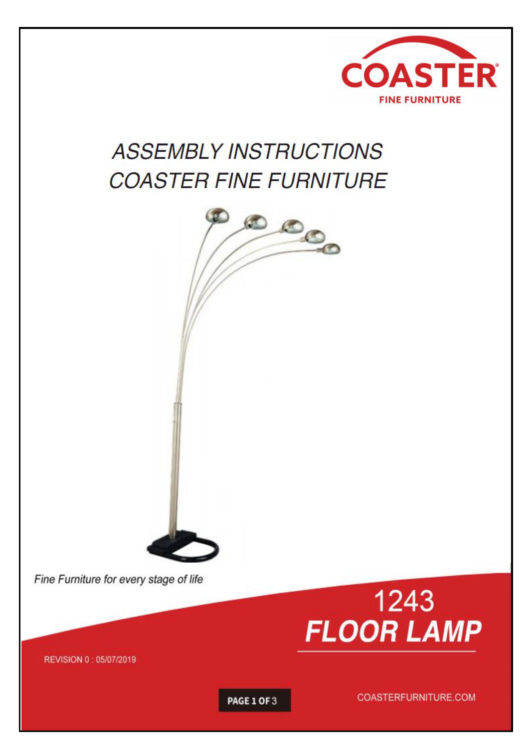COASTER

FINE FURNITURE

# ASSEMBLY INSTRUCTIONS
# COASTER FINE FURNITURE

*Fine Furniture for every stage of life*

## 1243
## FLOOR LAMP

REVISION 0 : 05/07/2019

COASTERFURNITURE.COM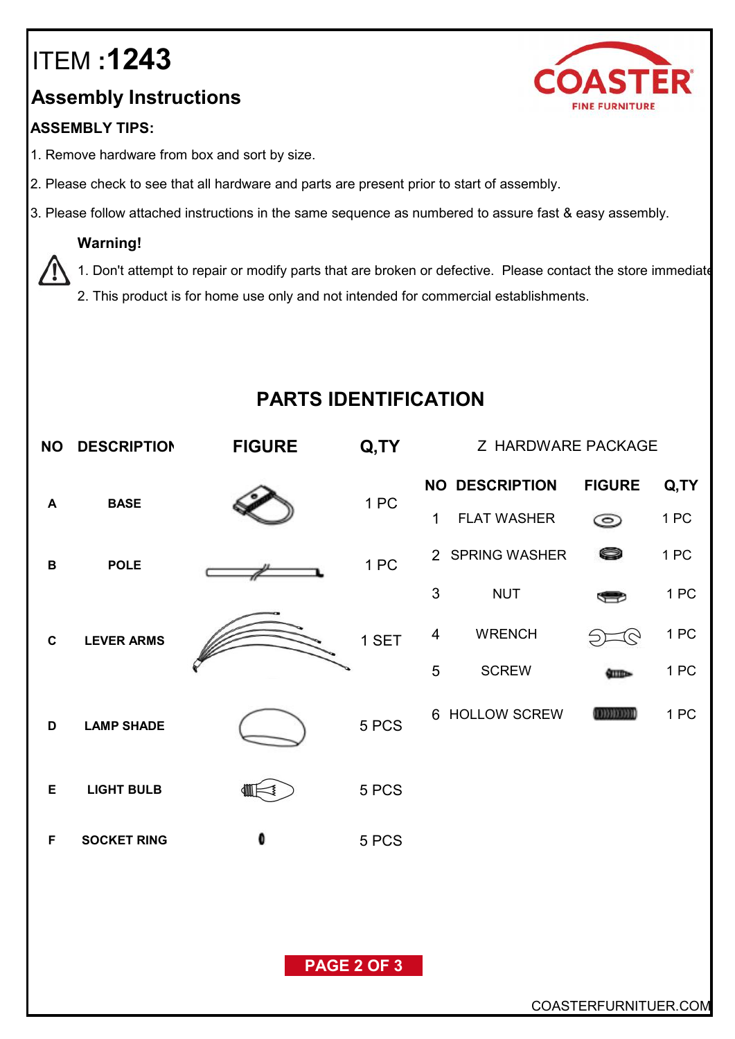# ITEM :1243

COASTER
FINE FURNITURE

## Assembly Instructions

**ASSEMBLY TIPS:**

1. Remove hardware from box and sort by size.
2. Please check to see that all hardware and parts are present prior to start of assembly.
3. Please follow attached instructions in the same sequence as numbered to assure fast & easy assembly.

**Warning!**

1. Don't attempt to repair or modify parts that are broken or defective. Please contact the store immediate
2. This product is for home use only and not intended for commercial establishments.

## PARTS IDENTIFICATION

| NO | DESCRIPTION | FIGURE | Q,TY |
|---|---|---|---|
| A | BASE | | 1 PC |
| B | POLE | | 1 PC |
| C | LEVER ARMS | | 1 SET |
| D | LAMP SHADE | | 5 PCS |
| E | LIGHT BULB | | 5 PCS |
| F | SOCKET RING | | 5 PCS |

Z HARDWARE PACKAGE

| NO | DESCRIPTION | FIGURE | Q,TY |
|---|---|---|---|
| 1 | FLAT WASHER | | 1 PC |
| 2 | SPRING WASHER | | 1 PC |
| 3 | NUT | | 1 PC |
| 4 | WRENCH | | 1 PC |
| 5 | SCREW | | 1 PC |
| 6 | HOLLOW SCREW | | 1 PC |

COASTERFURNITUER.COM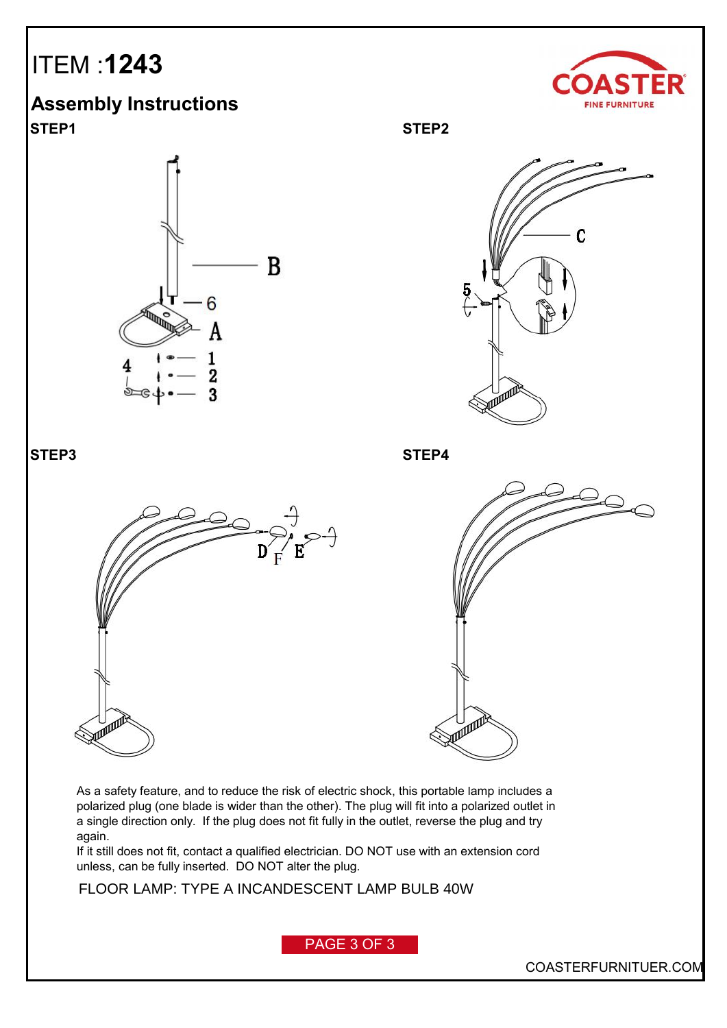# ITEM :**1243**

## Assembly Instructions

**STEP1**

**STEP2**

**STEP3**

**STEP4**

As a safety feature, and to reduce the risk of electric shock, this portable lamp includes a polarized plug (one blade is wider than the other). The plug will fit into a polarized outlet in a single direction only. If the plug does not fit fully in the outlet, reverse the plug and try again.

If it still does not fit, contact a qualified electrician. DO NOT use with an extension cord unless, can be fully inserted. DO NOT alter the plug.

FLOOR LAMP: TYPE A INCANDESCENT LAMP BULB 40W

COASTERFURNITUER.COM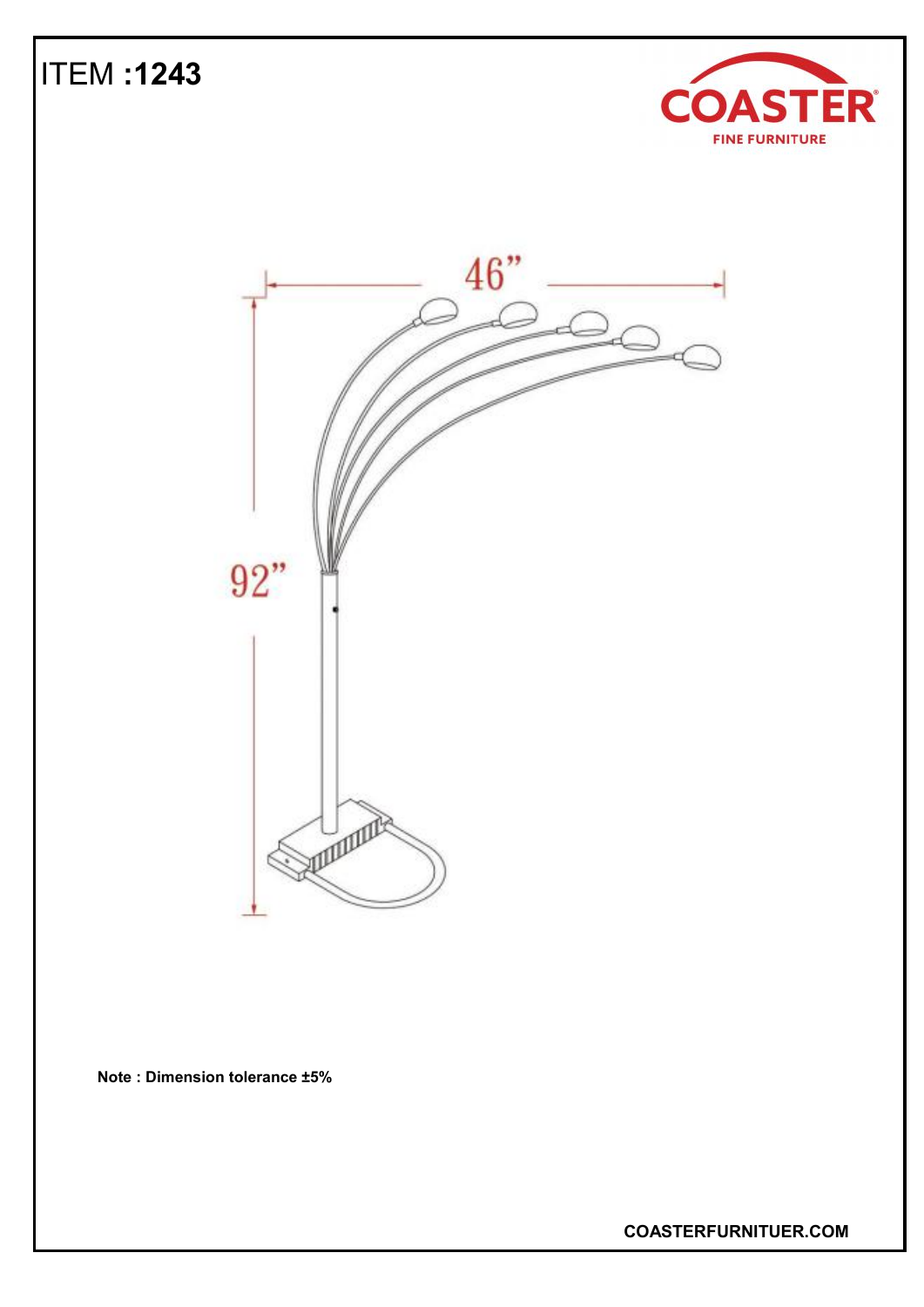ITEM :**1243**

COASTER
FINE FURNITURE

46"

92"

**Note : Dimension tolerance ±5%**

**COASTERFURNITUER.COM**